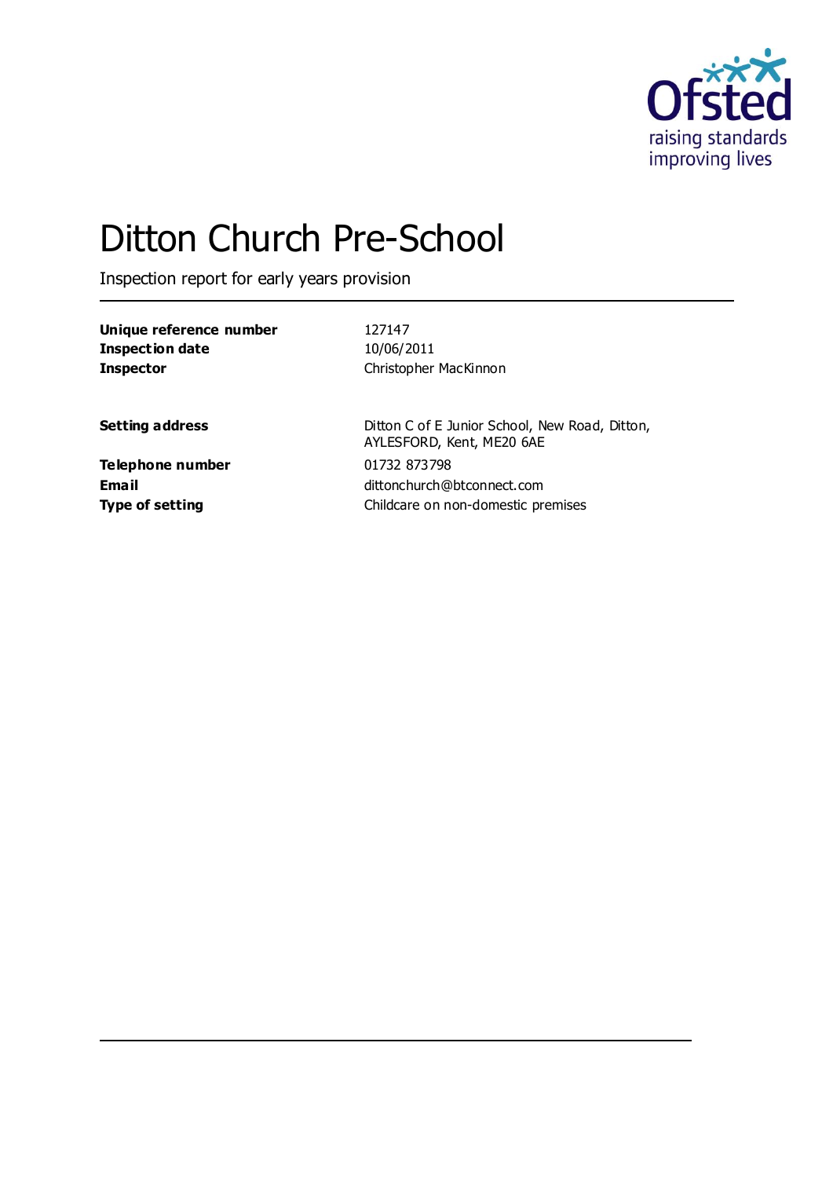# Ditton Church Pre-School

Inspection report for early years provision

| | |
|---|---|
| **Unique reference number** | 127147 |
| **Inspection date** | 10/06/2011 |
| **Inspector** | Christopher MacKinnon |
| | |
| **Setting address** | Ditton C of E Junior School, New Road, Ditton, AYLESFORD, Kent, ME20 6AE |
| **Telephone number** | 01732 873798 |
| **Email** | dittonchurch@btconnect.com |
| **Type of setting** | Childcare on non-domestic premises |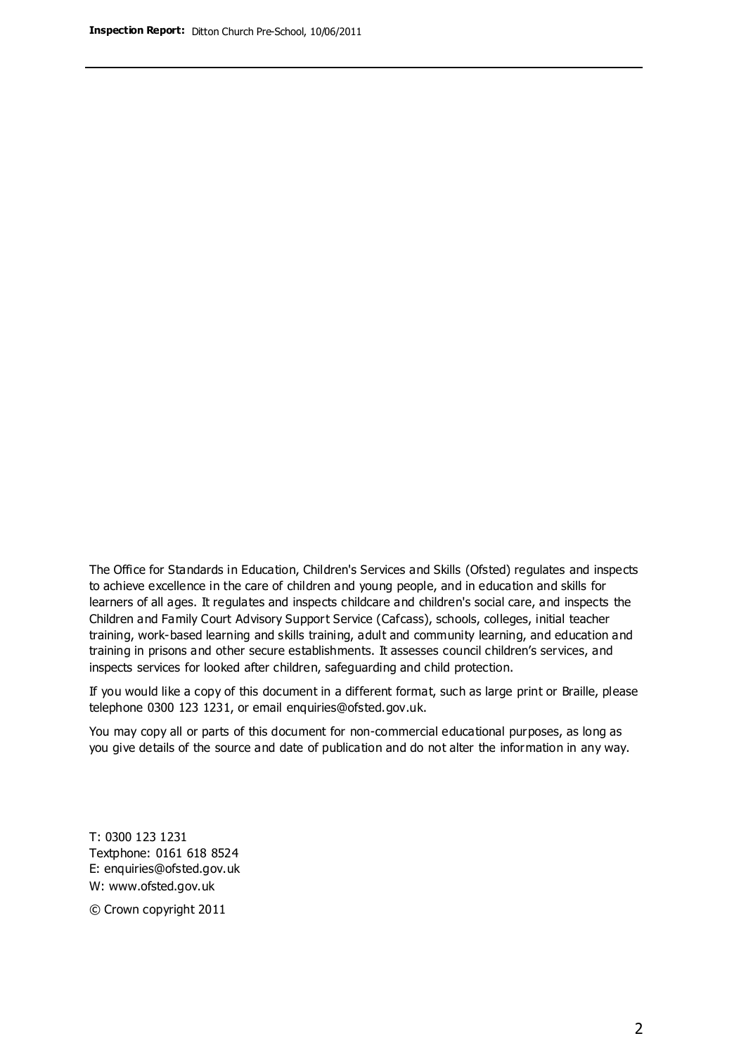The Office for Standards in Education, Children's Services and Skills (Ofsted) regulates and inspects to achieve excellence in the care of children and young people, and in education and skills for learners of all ages. It regulates and inspects childcare and children's social care, and inspects the Children and Family Court Advisory Support Service (Cafcass), schools, colleges, initial teacher training, work-based learning and skills training, adult and community learning, and education and training in prisons and other secure establishments. It assesses council children's services, and inspects services for looked after children, safeguarding and child protection.

If you would like a copy of this document in a different format, such as large print or Braille, please telephone 0300 123 1231, or email enquiries@ofsted.gov.uk.

You may copy all or parts of this document for non-commercial educational purposes, as long as you give details of the source and date of publication and do not alter the information in any way.

T: 0300 123 1231
Textphone: 0161 618 8524
E: enquiries@ofsted.gov.uk
W: www.ofsted.gov.uk

© Crown copyright 2011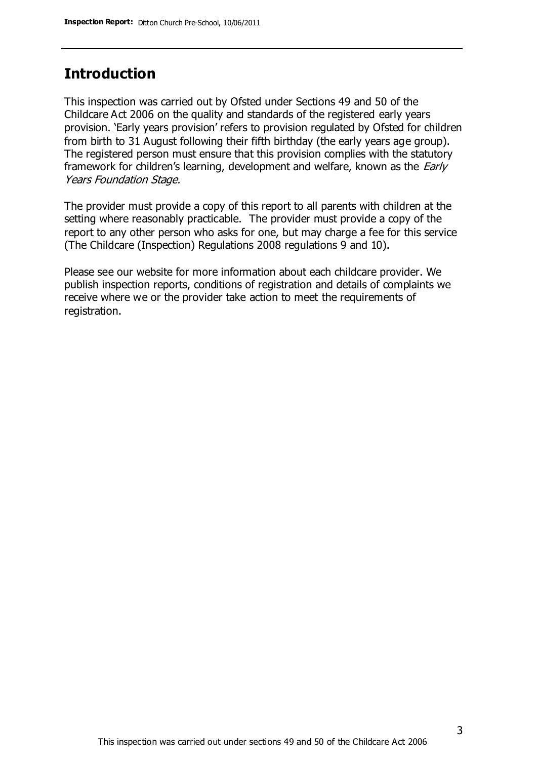## Introduction

This inspection was carried out by Ofsted under Sections 49 and 50 of the Childcare Act 2006 on the quality and standards of the registered early years provision. 'Early years provision' refers to provision regulated by Ofsted for children from birth to 31 August following their fifth birthday (the early years age group). The registered person must ensure that this provision complies with the statutory framework for children's learning, development and welfare, known as the *Early Years Foundation Stage.*

The provider must provide a copy of this report to all parents with children at the setting where reasonably practicable. The provider must provide a copy of the report to any other person who asks for one, but may charge a fee for this service (The Childcare (Inspection) Regulations 2008 regulations 9 and 10).

Please see our website for more information about each childcare provider. We publish inspection reports, conditions of registration and details of complaints we receive where we or the provider take action to meet the requirements of registration.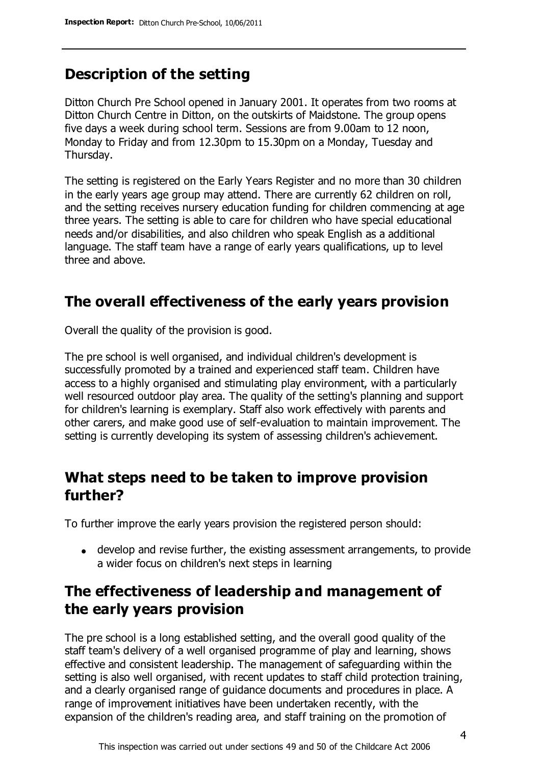## Description of the setting

Ditton Church Pre School opened in January 2001. It operates from two rooms at Ditton Church Centre in Ditton, on the outskirts of Maidstone. The group opens five days a week during school term. Sessions are from 9.00am to 12 noon, Monday to Friday and from 12.30pm to 15.30pm on a Monday, Tuesday and Thursday.

The setting is registered on the Early Years Register and no more than 30 children in the early years age group may attend. There are currently 62 children on roll, and the setting receives nursery education funding for children commencing at age three years. The setting is able to care for children who have special educational needs and/or disabilities, and also children who speak English as a additional language. The staff team have a range of early years qualifications, up to level three and above.

## The overall effectiveness of the early years provision

Overall the quality of the provision is good.

The pre school is well organised, and individual children's development is successfully promoted by a trained and experienced staff team. Children have access to a highly organised and stimulating play environment, with a particularly well resourced outdoor play area. The quality of the setting's planning and support for children's learning is exemplary. Staff also work effectively with parents and other carers, and make good use of self-evaluation to maintain improvement. The setting is currently developing its system of assessing children's achievement.

## What steps need to be taken to improve provision further?

To further improve the early years provision the registered person should:

- develop and revise further, the existing assessment arrangements, to provide a wider focus on children's next steps in learning

## The effectiveness of leadership and management of the early years provision

The pre school is a long established setting, and the overall good quality of the staff team's delivery of a well organised programme of play and learning, shows effective and consistent leadership. The management of safeguarding within the setting is also well organised, with recent updates to staff child protection training, and a clearly organised range of guidance documents and procedures in place. A range of improvement initiatives have been undertaken recently, with the expansion of the children's reading area, and staff training on the promotion of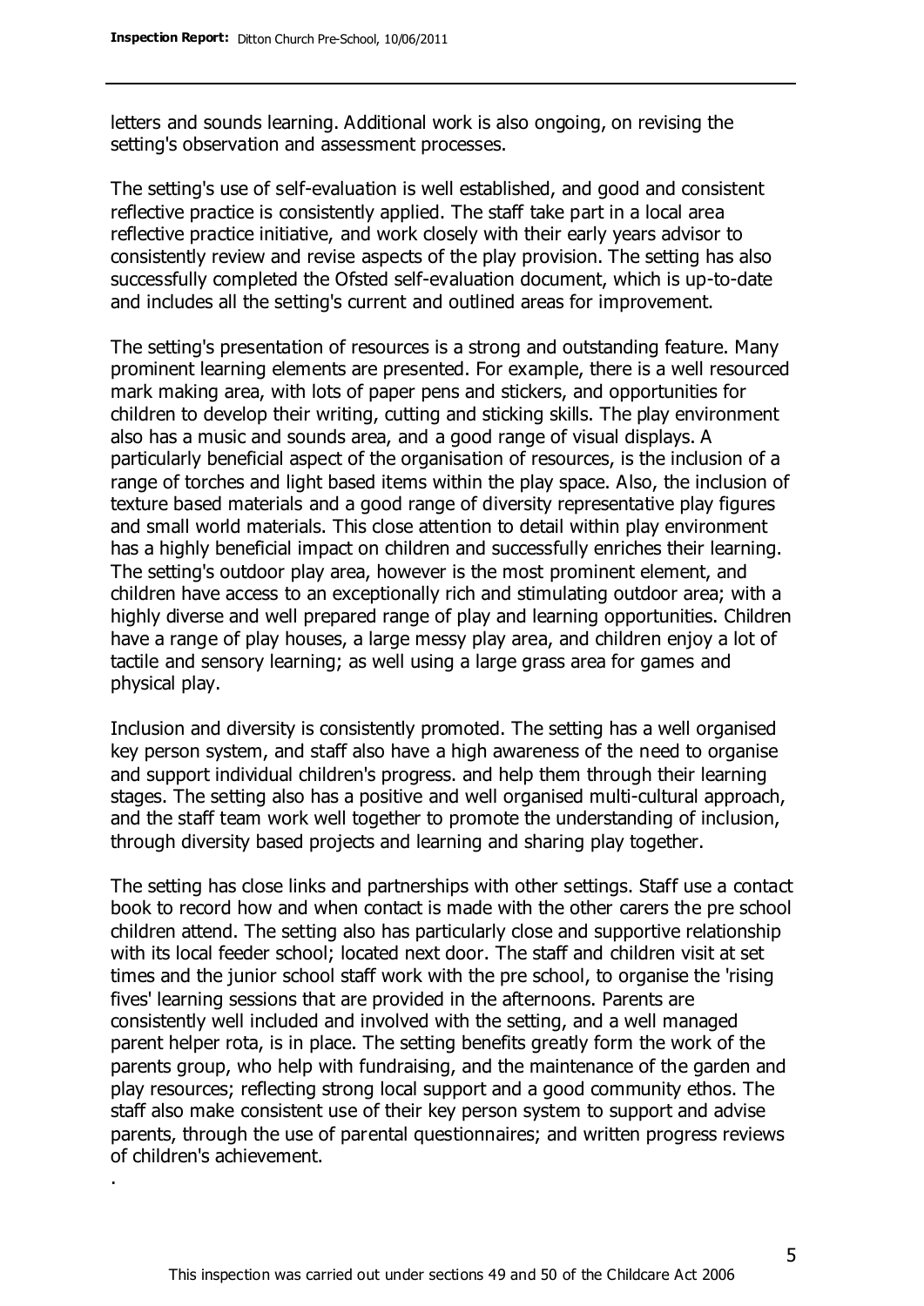letters and sounds learning. Additional work is also ongoing, on revising the setting's observation and assessment processes.

The setting's use of self-evaluation is well established, and good and consistent reflective practice is consistently applied. The staff take part in a local area reflective practice initiative, and work closely with their early years advisor to consistently review and revise aspects of the play provision. The setting has also successfully completed the Ofsted self-evaluation document, which is up-to-date and includes all the setting's current and outlined areas for improvement.

The setting's presentation of resources is a strong and outstanding feature. Many prominent learning elements are presented. For example, there is a well resourced mark making area, with lots of paper pens and stickers, and opportunities for children to develop their writing, cutting and sticking skills. The play environment also has a music and sounds area, and a good range of visual displays. A particularly beneficial aspect of the organisation of resources, is the inclusion of a range of torches and light based items within the play space. Also, the inclusion of texture based materials and a good range of diversity representative play figures and small world materials. This close attention to detail within play environment has a highly beneficial impact on children and successfully enriches their learning. The setting's outdoor play area, however is the most prominent element, and children have access to an exceptionally rich and stimulating outdoor area; with a highly diverse and well prepared range of play and learning opportunities. Children have a range of play houses, a large messy play area, and children enjoy a lot of tactile and sensory learning; as well using a large grass area for games and physical play.

Inclusion and diversity is consistently promoted. The setting has a well organised key person system, and staff also have a high awareness of the need to organise and support individual children's progress. and help them through their learning stages. The setting also has a positive and well organised multi-cultural approach, and the staff team work well together to promote the understanding of inclusion, through diversity based projects and learning and sharing play together.

The setting has close links and partnerships with other settings. Staff use a contact book to record how and when contact is made with the other carers the pre school children attend. The setting also has particularly close and supportive relationship with its local feeder school; located next door. The staff and children visit at set times and the junior school staff work with the pre school, to organise the 'rising fives' learning sessions that are provided in the afternoons. Parents are consistently well included and involved with the setting, and a well managed parent helper rota, is in place. The setting benefits greatly form the work of the parents group, who help with fundraising, and the maintenance of the garden and play resources; reflecting strong local support and a good community ethos. The staff also make consistent use of their key person system to support and advise parents, through the use of parental questionnaires; and written progress reviews of children's achievement.

.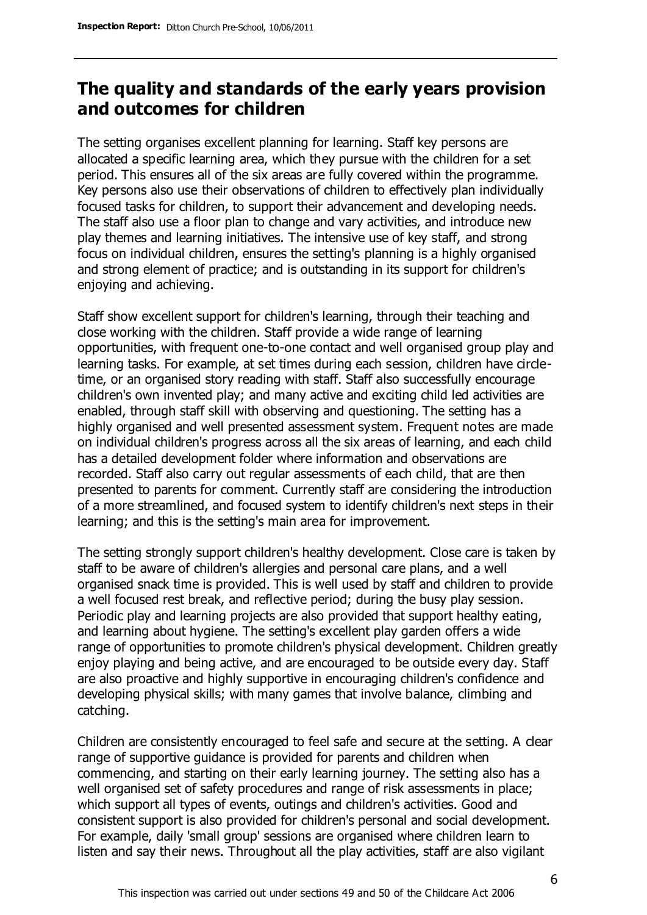## The quality and standards of the early years provision and outcomes for children

The setting organises excellent planning for learning. Staff key persons are allocated a specific learning area, which they pursue with the children for a set period. This ensures all of the six areas are fully covered within the programme. Key persons also use their observations of children to effectively plan individually focused tasks for children, to support their advancement and developing needs. The staff also use a floor plan to change and vary activities, and introduce new play themes and learning initiatives. The intensive use of key staff, and strong focus on individual children, ensures the setting's planning is a highly organised and strong element of practice; and is outstanding in its support for children's enjoying and achieving.

Staff show excellent support for children's learning, through their teaching and close working with the children. Staff provide a wide range of learning opportunities, with frequent one-to-one contact and well organised group play and learning tasks. For example, at set times during each session, children have circle-time, or an organised story reading with staff. Staff also successfully encourage children's own invented play; and many active and exciting child led activities are enabled, through staff skill with observing and questioning. The setting has a highly organised and well presented assessment system. Frequent notes are made on individual children's progress across all the six areas of learning, and each child has a detailed development folder where information and observations are recorded. Staff also carry out regular assessments of each child, that are then presented to parents for comment. Currently staff are considering the introduction of a more streamlined, and focused system to identify children's next steps in their learning; and this is the setting's main area for improvement.

The setting strongly support children's healthy development. Close care is taken by staff to be aware of children's allergies and personal care plans, and a well organised snack time is provided. This is well used by staff and children to provide a well focused rest break, and reflective period; during the busy play session. Periodic play and learning projects are also provided that support healthy eating, and learning about hygiene. The setting's excellent play garden offers a wide range of opportunities to promote children's physical development. Children greatly enjoy playing and being active, and are encouraged to be outside every day. Staff are also proactive and highly supportive in encouraging children's confidence and developing physical skills; with many games that involve balance, climbing and catching.

Children are consistently encouraged to feel safe and secure at the setting. A clear range of supportive guidance is provided for parents and children when commencing, and starting on their early learning journey. The setting also has a well organised set of safety procedures and range of risk assessments in place; which support all types of events, outings and children's activities. Good and consistent support is also provided for children's personal and social development. For example, daily 'small group' sessions are organised where children learn to listen and say their news. Throughout all the play activities, staff are also vigilant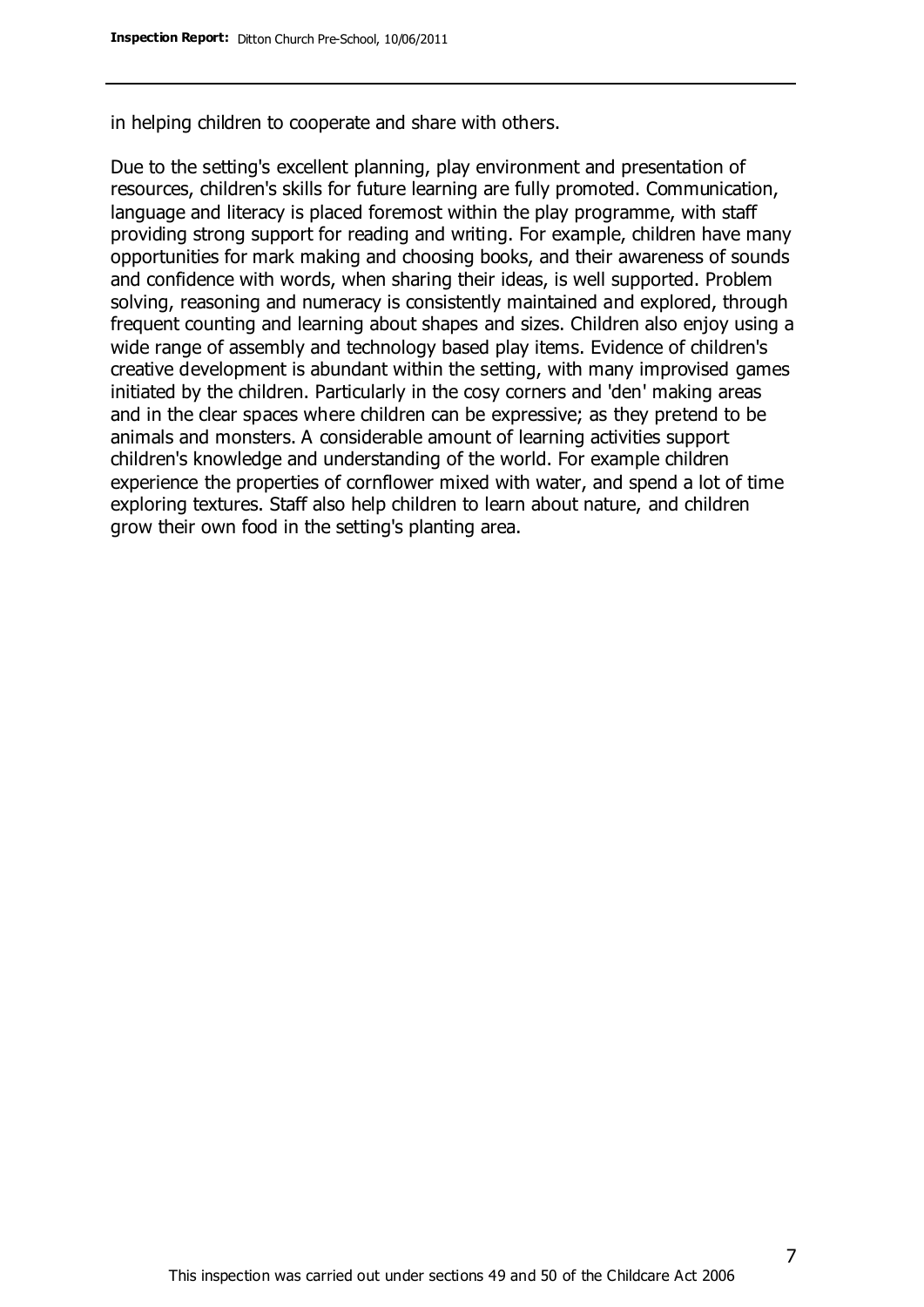in helping children to cooperate and share with others.

Due to the setting's excellent planning, play environment and presentation of resources, children's skills for future learning are fully promoted. Communication, language and literacy is placed foremost within the play programme, with staff providing strong support for reading and writing. For example, children have many opportunities for mark making and choosing books, and their awareness of sounds and confidence with words, when sharing their ideas, is well supported. Problem solving, reasoning and numeracy is consistently maintained and explored, through frequent counting and learning about shapes and sizes. Children also enjoy using a wide range of assembly and technology based play items. Evidence of children's creative development is abundant within the setting, with many improvised games initiated by the children. Particularly in the cosy corners and 'den' making areas and in the clear spaces where children can be expressive; as they pretend to be animals and monsters. A considerable amount of learning activities support children's knowledge and understanding of the world. For example children experience the properties of cornflower mixed with water, and spend a lot of time exploring textures. Staff also help children to learn about nature, and children grow their own food in the setting's planting area.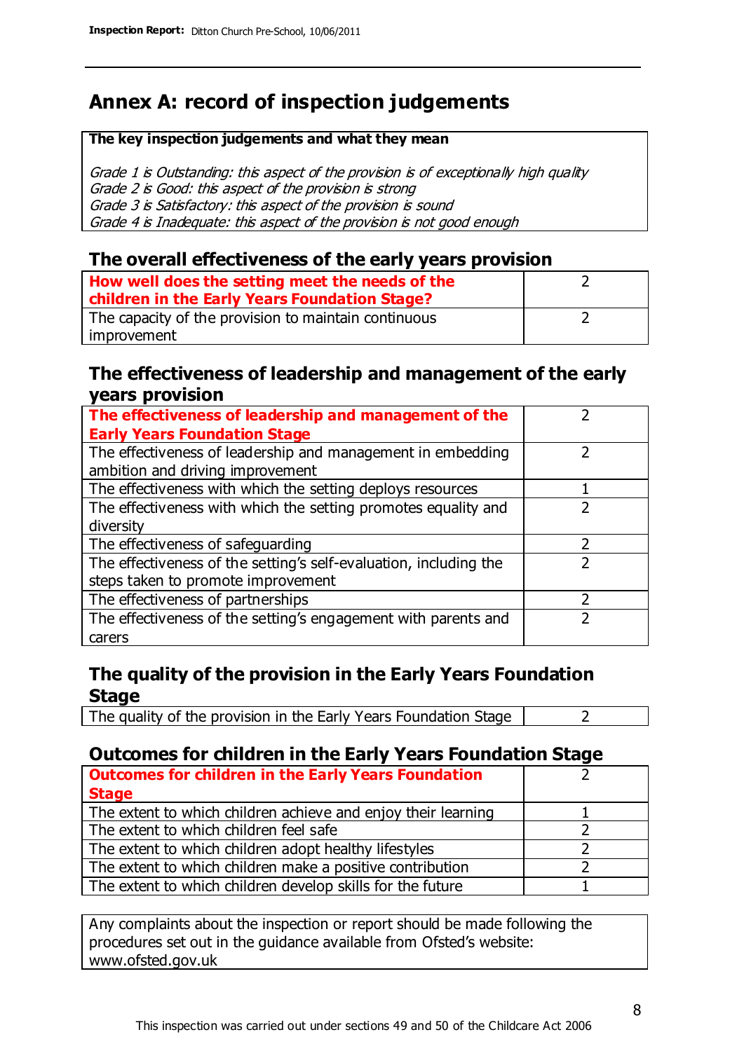# Annex A: record of inspection judgements

| The key inspection judgements and what they mean |
|---|
| *Grade 1 is Outstanding: this aspect of the provision is of exceptionally high quality*<br>*Grade 2 is Good: this aspect of the provision is strong*<br>*Grade 3 is Satisfactory: this aspect of the provision is sound*<br>*Grade 4 is Inadequate: this aspect of the provision is not good enough* |

## The overall effectiveness of the early years provision

| | |
|---|---|
| **How well does the setting meet the needs of the children in the Early Years Foundation Stage?** | 2 |
| The capacity of the provision to maintain continuous improvement | 2 |

## The effectiveness of leadership and management of the early years provision

| | |
|---|---|
| **The effectiveness of leadership and management of the Early Years Foundation Stage** | 2 |
| The effectiveness of leadership and management in embedding ambition and driving improvement | 2 |
| The effectiveness with which the setting deploys resources | 1 |
| The effectiveness with which the setting promotes equality and diversity | 2 |
| The effectiveness of safeguarding | 2 |
| The effectiveness of the setting's self-evaluation, including the steps taken to promote improvement | 2 |
| The effectiveness of partnerships | 2 |
| The effectiveness of the setting's engagement with parents and carers | 2 |

## The quality of the provision in the Early Years Foundation Stage

| | |
|---|---|
| The quality of the provision in the Early Years Foundation Stage | 2 |

## Outcomes for children in the Early Years Foundation Stage

| | |
|---|---|
| **Outcomes for children in the Early Years Foundation Stage** | 2 |
| The extent to which children achieve and enjoy their learning | 1 |
| The extent to which children feel safe | 2 |
| The extent to which children adopt healthy lifestyles | 2 |
| The extent to which children make a positive contribution | 2 |
| The extent to which children develop skills for the future | 1 |

Any complaints about the inspection or report should be made following the procedures set out in the guidance available from Ofsted's website: www.ofsted.gov.uk

This inspection was carried out under sections 49 and 50 of the Childcare Act 2006